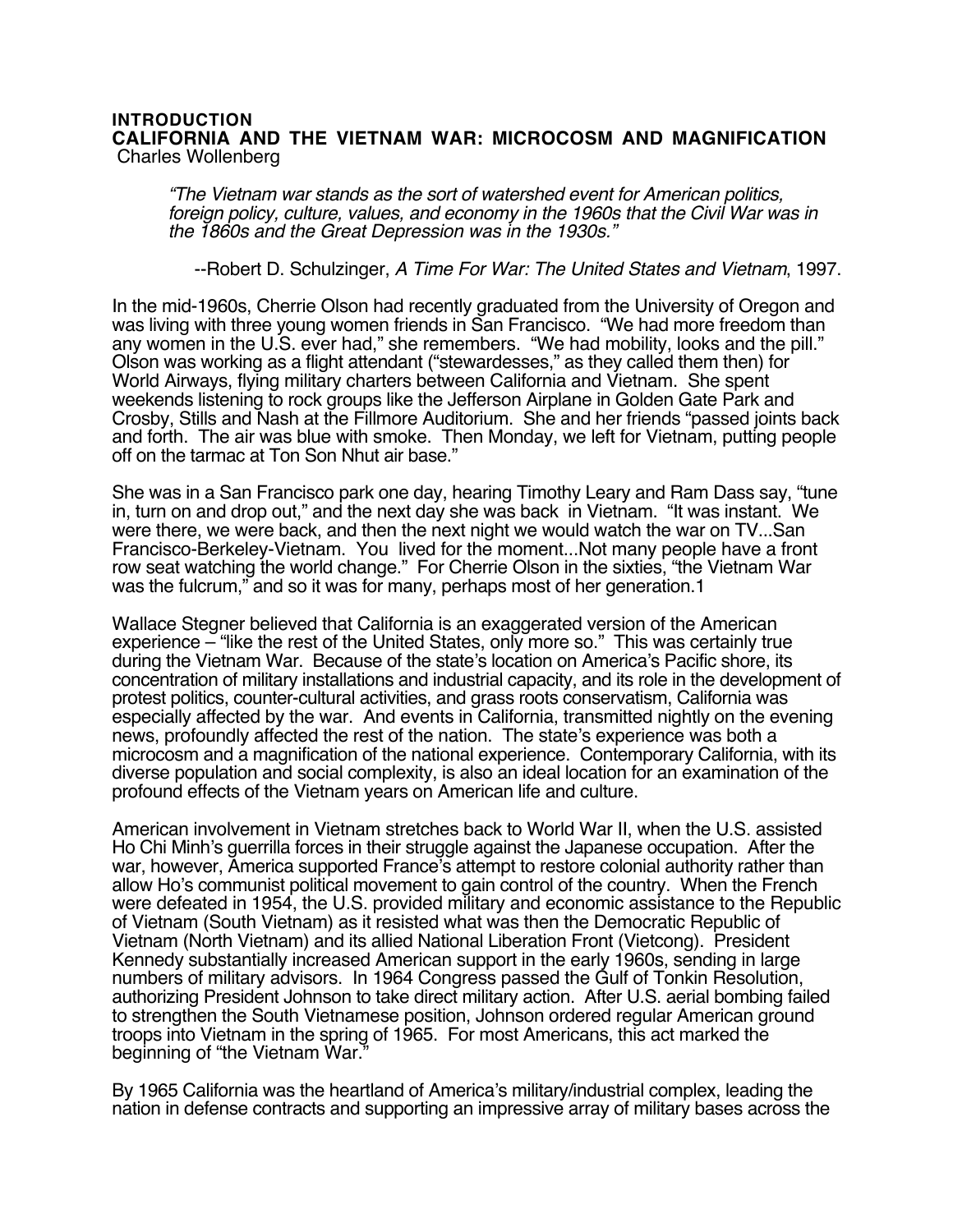**INTRODUCTION**
# CALIFORNIA AND THE VIETNAM WAR: MICROCOSM AND MAGNIFICATION
Charles Wollenberg

> *"The Vietnam war stands as the sort of watershed event for American politics, foreign policy, culture, values, and economy in the 1960s that the Civil War was in the 1860s and the Great Depression was in the 1930s."*
>
> --Robert D. Schulzinger, *A Time For War: The United States and Vietnam*, 1997.

In the mid-1960s, Cherrie Olson had recently graduated from the University of Oregon and was living with three young women friends in San Francisco. "We had more freedom than any women in the U.S. ever had," she remembers. "We had mobility, looks and the pill." Olson was working as a flight attendant ("stewardesses," as they called them then) for World Airways, flying military charters between California and Vietnam. She spent weekends listening to rock groups like the Jefferson Airplane in Golden Gate Park and Crosby, Stills and Nash at the Fillmore Auditorium. She and her friends "passed joints back and forth. The air was blue with smoke. Then Monday, we left for Vietnam, putting people off on the tarmac at Ton Son Nhut air base."

She was in a San Francisco park one day, hearing Timothy Leary and Ram Dass say, "tune in, turn on and drop out," and the next day she was back in Vietnam. "It was instant. We were there, we were back, and then the next night we would watch the war on TV...San Francisco-Berkeley-Vietnam. You lived for the moment...Not many people have a front row seat watching the world change." For Cherrie Olson in the sixties, "the Vietnam War was the fulcrum," and so it was for many, perhaps most of her generation.[1]

Wallace Stegner believed that California is an exaggerated version of the American experience – "like the rest of the United States, only more so." This was certainly true during the Vietnam War. Because of the state's location on America's Pacific shore, its concentration of military installations and industrial capacity, and its role in the development of protest politics, counter-cultural activities, and grass roots conservatism, California was especially affected by the war. And events in California, transmitted nightly on the evening news, profoundly affected the rest of the nation. The state's experience was both a microcosm and a magnification of the national experience. Contemporary California, with its diverse population and social complexity, is also an ideal location for an examination of the profound effects of the Vietnam years on American life and culture.

American involvement in Vietnam stretches back to World War II, when the U.S. assisted Ho Chi Minh's guerrilla forces in their struggle against the Japanese occupation. After the war, however, America supported France's attempt to restore colonial authority rather than allow Ho's communist political movement to gain control of the country. When the French were defeated in 1954, the U.S. provided military and economic assistance to the Republic of Vietnam (South Vietnam) as it resisted what was then the Democratic Republic of Vietnam (North Vietnam) and its allied National Liberation Front (Vietcong). President Kennedy substantially increased American support in the early 1960s, sending in large numbers of military advisors. In 1964 Congress passed the Gulf of Tonkin Resolution, authorizing President Johnson to take direct military action. After U.S. aerial bombing failed to strengthen the South Vietnamese position, Johnson ordered regular American ground troops into Vietnam in the spring of 1965. For most Americans, this act marked the beginning of "the Vietnam War."

By 1965 California was the heartland of America's military/industrial complex, leading the nation in defense contracts and supporting an impressive array of military bases across the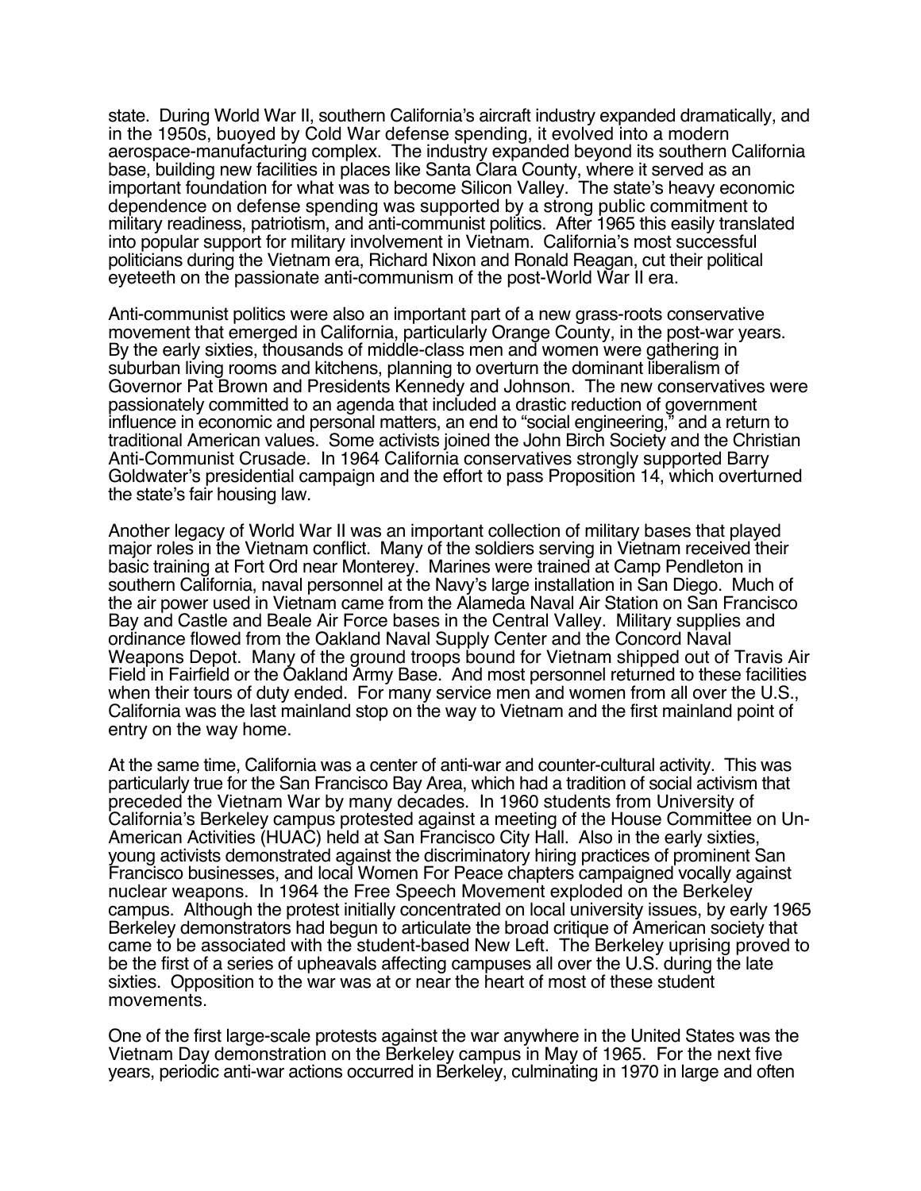state. During World War II, southern California's aircraft industry expanded dramatically, and in the 1950s, buoyed by Cold War defense spending, it evolved into a modern aerospace-manufacturing complex. The industry expanded beyond its southern California base, building new facilities in places like Santa Clara County, where it served as an important foundation for what was to become Silicon Valley. The state's heavy economic dependence on defense spending was supported by a strong public commitment to military readiness, patriotism, and anti-communist politics. After 1965 this easily translated into popular support for military involvement in Vietnam. California's most successful politicians during the Vietnam era, Richard Nixon and Ronald Reagan, cut their political eyeteeth on the passionate anti-communism of the post-World War II era.

Anti-communist politics were also an important part of a new grass-roots conservative movement that emerged in California, particularly Orange County, in the post-war years. By the early sixties, thousands of middle-class men and women were gathering in suburban living rooms and kitchens, planning to overturn the dominant liberalism of Governor Pat Brown and Presidents Kennedy and Johnson. The new conservatives were passionately committed to an agenda that included a drastic reduction of government influence in economic and personal matters, an end to "social engineering," and a return to traditional American values. Some activists joined the John Birch Society and the Christian Anti-Communist Crusade. In 1964 California conservatives strongly supported Barry Goldwater's presidential campaign and the effort to pass Proposition 14, which overturned the state's fair housing law.

Another legacy of World War II was an important collection of military bases that played major roles in the Vietnam conflict. Many of the soldiers serving in Vietnam received their basic training at Fort Ord near Monterey. Marines were trained at Camp Pendleton in southern California, naval personnel at the Navy's large installation in San Diego. Much of the air power used in Vietnam came from the Alameda Naval Air Station on San Francisco Bay and Castle and Beale Air Force bases in the Central Valley. Military supplies and ordinance flowed from the Oakland Naval Supply Center and the Concord Naval Weapons Depot. Many of the ground troops bound for Vietnam shipped out of Travis Air Field in Fairfield or the Oakland Army Base. And most personnel returned to these facilities when their tours of duty ended. For many service men and women from all over the U.S., California was the last mainland stop on the way to Vietnam and the first mainland point of entry on the way home.

At the same time, California was a center of anti-war and counter-cultural activity. This was particularly true for the San Francisco Bay Area, which had a tradition of social activism that preceded the Vietnam War by many decades. In 1960 students from University of California's Berkeley campus protested against a meeting of the House Committee on Un-American Activities (HUAC) held at San Francisco City Hall. Also in the early sixties, young activists demonstrated against the discriminatory hiring practices of prominent San Francisco businesses, and local Women For Peace chapters campaigned vocally against nuclear weapons. In 1964 the Free Speech Movement exploded on the Berkeley campus. Although the protest initially concentrated on local university issues, by early 1965 Berkeley demonstrators had begun to articulate the broad critique of American society that came to be associated with the student-based New Left. The Berkeley uprising proved to be the first of a series of upheavals affecting campuses all over the U.S. during the late sixties. Opposition to the war was at or near the heart of most of these student movements.

One of the first large-scale protests against the war anywhere in the United States was the Vietnam Day demonstration on the Berkeley campus in May of 1965. For the next five years, periodic anti-war actions occurred in Berkeley, culminating in 1970 in large and often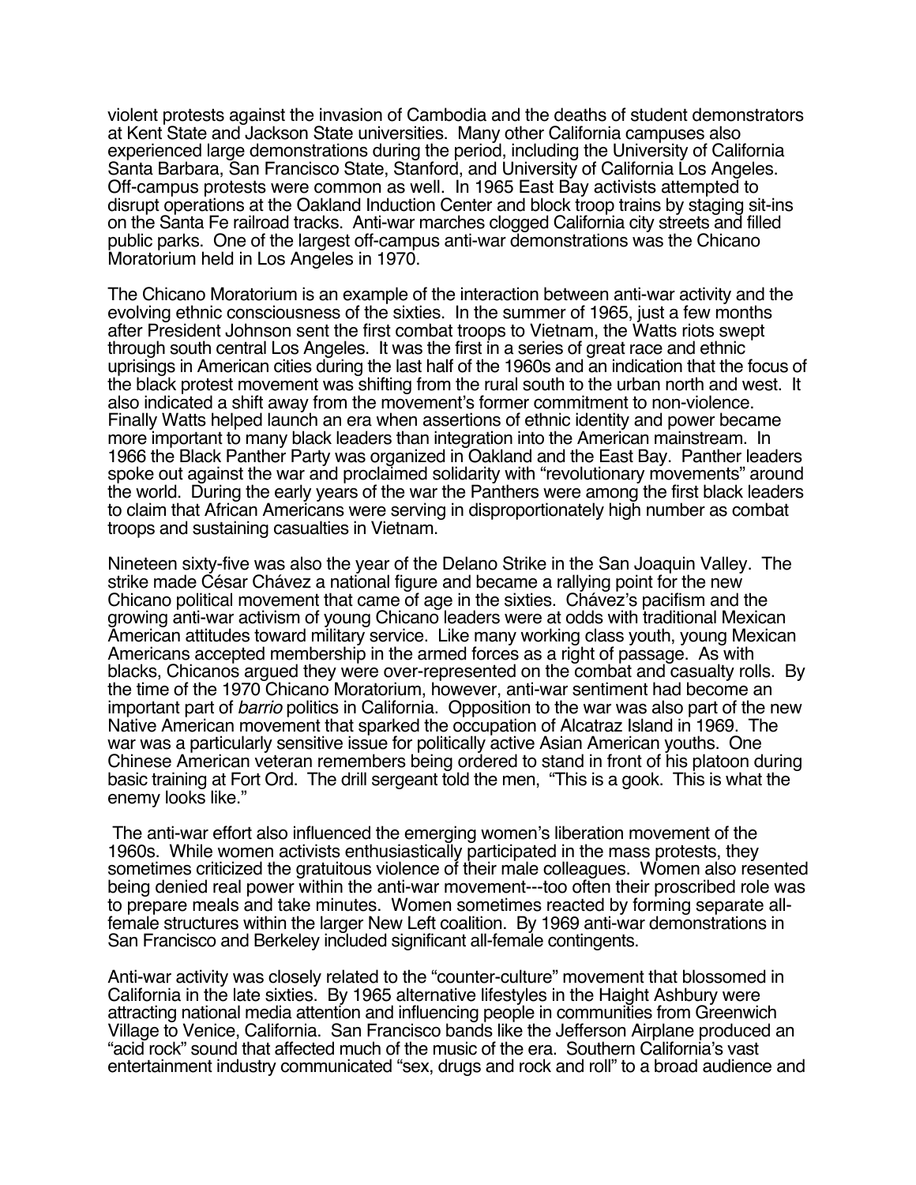violent protests against the invasion of Cambodia and the deaths of student demonstrators at Kent State and Jackson State universities. Many other California campuses also experienced large demonstrations during the period, including the University of California Santa Barbara, San Francisco State, Stanford, and University of California Los Angeles. Off-campus protests were common as well. In 1965 East Bay activists attempted to disrupt operations at the Oakland Induction Center and block troop trains by staging sit-ins on the Santa Fe railroad tracks. Anti-war marches clogged California city streets and filled public parks. One of the largest off-campus anti-war demonstrations was the Chicano Moratorium held in Los Angeles in 1970.

The Chicano Moratorium is an example of the interaction between anti-war activity and the evolving ethnic consciousness of the sixties. In the summer of 1965, just a few months after President Johnson sent the first combat troops to Vietnam, the Watts riots swept through south central Los Angeles. It was the first in a series of great race and ethnic uprisings in American cities during the last half of the 1960s and an indication that the focus of the black protest movement was shifting from the rural south to the urban north and west. It also indicated a shift away from the movement's former commitment to non-violence. Finally Watts helped launch an era when assertions of ethnic identity and power became more important to many black leaders than integration into the American mainstream. In 1966 the Black Panther Party was organized in Oakland and the East Bay. Panther leaders spoke out against the war and proclaimed solidarity with "revolutionary movements" around the world. During the early years of the war the Panthers were among the first black leaders to claim that African Americans were serving in disproportionately high number as combat troops and sustaining casualties in Vietnam.

Nineteen sixty-five was also the year of the Delano Strike in the San Joaquin Valley. The strike made César Chávez a national figure and became a rallying point for the new Chicano political movement that came of age in the sixties. Chávez's pacifism and the growing anti-war activism of young Chicano leaders were at odds with traditional Mexican American attitudes toward military service. Like many working class youth, young Mexican Americans accepted membership in the armed forces as a right of passage. As with blacks, Chicanos argued they were over-represented on the combat and casualty rolls. By the time of the 1970 Chicano Moratorium, however, anti-war sentiment had become an important part of *barrio* politics in California. Opposition to the war was also part of the new Native American movement that sparked the occupation of Alcatraz Island in 1969. The war was a particularly sensitive issue for politically active Asian American youths. One Chinese American veteran remembers being ordered to stand in front of his platoon during basic training at Fort Ord. The drill sergeant told the men, "This is a gook. This is what the enemy looks like."

The anti-war effort also influenced the emerging women's liberation movement of the 1960s. While women activists enthusiastically participated in the mass protests, they sometimes criticized the gratuitous violence of their male colleagues. Women also resented being denied real power within the anti-war movement---too often their proscribed role was to prepare meals and take minutes. Women sometimes reacted by forming separate all-female structures within the larger New Left coalition. By 1969 anti-war demonstrations in San Francisco and Berkeley included significant all-female contingents.

Anti-war activity was closely related to the "counter-culture" movement that blossomed in California in the late sixties. By 1965 alternative lifestyles in the Haight Ashbury were attracting national media attention and influencing people in communities from Greenwich Village to Venice, California. San Francisco bands like the Jefferson Airplane produced an "acid rock" sound that affected much of the music of the era. Southern California's vast entertainment industry communicated "sex, drugs and rock and roll" to a broad audience and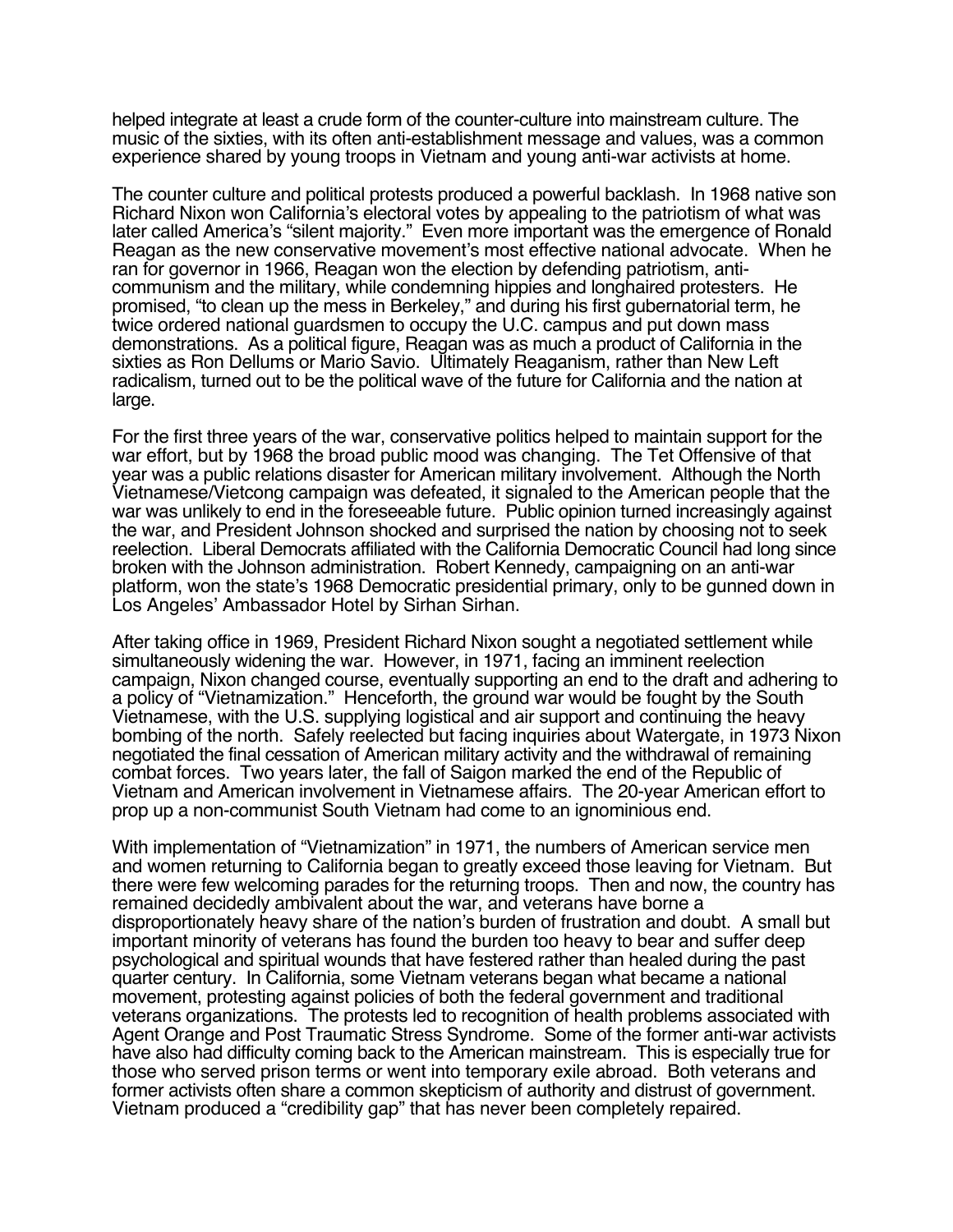helped integrate at least a crude form of the counter-culture into mainstream culture. The music of the sixties, with its often anti-establishment message and values, was a common experience shared by young troops in Vietnam and young anti-war activists at home.

The counter culture and political protests produced a powerful backlash. In 1968 native son Richard Nixon won California's electoral votes by appealing to the patriotism of what was later called America's "silent majority." Even more important was the emergence of Ronald Reagan as the new conservative movement's most effective national advocate. When he ran for governor in 1966, Reagan won the election by defending patriotism, anti-communism and the military, while condemning hippies and longhaired protesters. He promised, "to clean up the mess in Berkeley," and during his first gubernatorial term, he twice ordered national guardsmen to occupy the U.C. campus and put down mass demonstrations. As a political figure, Reagan was as much a product of California in the sixties as Ron Dellums or Mario Savio. Ultimately Reaganism, rather than New Left radicalism, turned out to be the political wave of the future for California and the nation at large.

For the first three years of the war, conservative politics helped to maintain support for the war effort, but by 1968 the broad public mood was changing. The Tet Offensive of that year was a public relations disaster for American military involvement. Although the North Vietnamese/Vietcong campaign was defeated, it signaled to the American people that the war was unlikely to end in the foreseeable future. Public opinion turned increasingly against the war, and President Johnson shocked and surprised the nation by choosing not to seek reelection. Liberal Democrats affiliated with the California Democratic Council had long since broken with the Johnson administration. Robert Kennedy, campaigning on an anti-war platform, won the state's 1968 Democratic presidential primary, only to be gunned down in Los Angeles' Ambassador Hotel by Sirhan Sirhan.

After taking office in 1969, President Richard Nixon sought a negotiated settlement while simultaneously widening the war. However, in 1971, facing an imminent reelection campaign, Nixon changed course, eventually supporting an end to the draft and adhering to a policy of "Vietnamization." Henceforth, the ground war would be fought by the South Vietnamese, with the U.S. supplying logistical and air support and continuing the heavy bombing of the north. Safely reelected but facing inquiries about Watergate, in 1973 Nixon negotiated the final cessation of American military activity and the withdrawal of remaining combat forces. Two years later, the fall of Saigon marked the end of the Republic of Vietnam and American involvement in Vietnamese affairs. The 20-year American effort to prop up a non-communist South Vietnam had come to an ignominious end.

With implementation of "Vietnamization" in 1971, the numbers of American service men and women returning to California began to greatly exceed those leaving for Vietnam. But there were few welcoming parades for the returning troops. Then and now, the country has remained decidedly ambivalent about the war, and veterans have borne a disproportionately heavy share of the nation's burden of frustration and doubt. A small but important minority of veterans has found the burden too heavy to bear and suffer deep psychological and spiritual wounds that have festered rather than healed during the past quarter century. In California, some Vietnam veterans began what became a national movement, protesting against policies of both the federal government and traditional veterans organizations. The protests led to recognition of health problems associated with Agent Orange and Post Traumatic Stress Syndrome. Some of the former anti-war activists have also had difficulty coming back to the American mainstream. This is especially true for those who served prison terms or went into temporary exile abroad. Both veterans and former activists often share a common skepticism of authority and distrust of government. Vietnam produced a "credibility gap" that has never been completely repaired.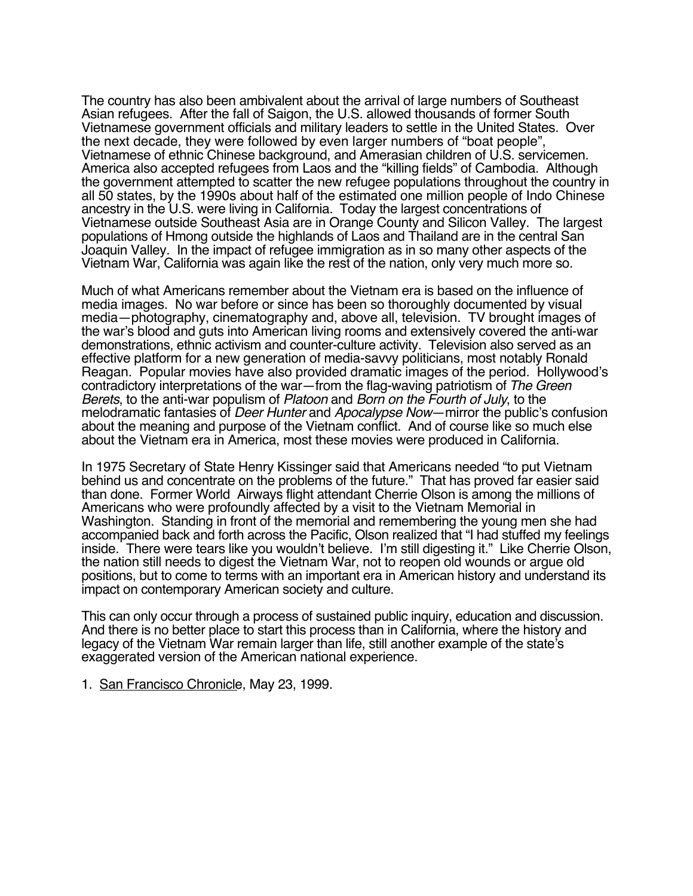The country has also been ambivalent about the arrival of large numbers of Southeast Asian refugees. After the fall of Saigon, the U.S. allowed thousands of former South Vietnamese government officials and military leaders to settle in the United States. Over the next decade, they were followed by even larger numbers of "boat people", Vietnamese of ethnic Chinese background, and Amerasian children of U.S. servicemen. America also accepted refugees from Laos and the "killing fields" of Cambodia. Although the government attempted to scatter the new refugee populations throughout the country in all 50 states, by the 1990s about half of the estimated one million people of Indo Chinese ancestry in the U.S. were living in California. Today the largest concentrations of Vietnamese outside Southeast Asia are in Orange County and Silicon Valley. The largest populations of Hmong outside the highlands of Laos and Thailand are in the central San Joaquin Valley. In the impact of refugee immigration as in so many other aspects of the Vietnam War, California was again like the rest of the nation, only very much more so.

Much of what Americans remember about the Vietnam era is based on the influence of media images. No war before or since has been so thoroughly documented by visual media—photography, cinematography and, above all, television. TV brought images of the war's blood and guts into American living rooms and extensively covered the anti-war demonstrations, ethnic activism and counter-culture activity. Television also served as an effective platform for a new generation of media-savvy politicians, most notably Ronald Reagan. Popular movies have also provided dramatic images of the period. Hollywood's contradictory interpretations of the war—from the flag-waving patriotism of *The Green Berets*, to the anti-war populism of *Platoon* and *Born on the Fourth of July*, to the melodramatic fantasies of *Deer Hunter* and *Apocalypse Now*—mirror the public's confusion about the meaning and purpose of the Vietnam conflict. And of course like so much else about the Vietnam era in America, most these movies were produced in California.

In 1975 Secretary of State Henry Kissinger said that Americans needed "to put Vietnam behind us and concentrate on the problems of the future." That has proved far easier said than done. Former World Airways flight attendant Cherrie Olson is among the millions of Americans who were profoundly affected by a visit to the Vietnam Memorial in Washington. Standing in front of the memorial and remembering the young men she had accompanied back and forth across the Pacific, Olson realized that "I had stuffed my feelings inside. There were tears like you wouldn't believe. I'm still digesting it." Like Cherrie Olson, the nation still needs to digest the Vietnam War, not to reopen old wounds or argue old positions, but to come to terms with an important era in American history and understand its impact on contemporary American society and culture.

This can only occur through a process of sustained public inquiry, education and discussion. And there is no better place to start this process than in California, where the history and legacy of the Vietnam War remain larger than life, still another example of the state's exaggerated version of the American national experience.

1. San Francisco Chronicle, May 23, 1999.